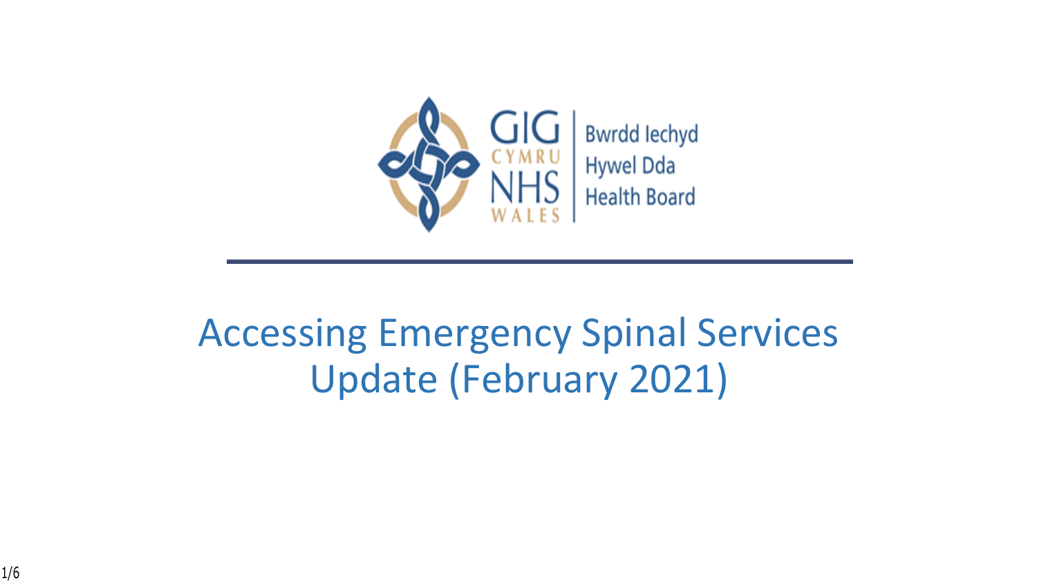GIG CYMRU NHS WALES | Bwrdd Iechyd Hywel Dda Health Board

# Accessing Emergency Spinal Services Update (February 2021)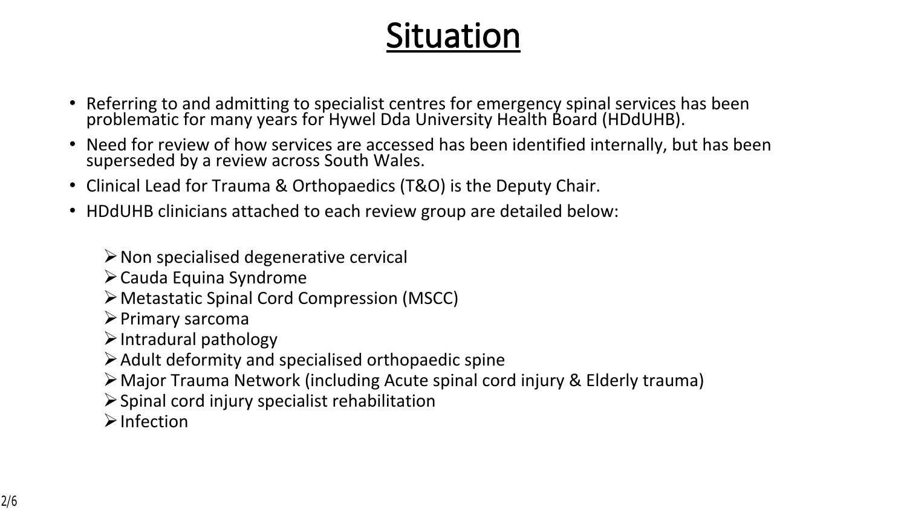# Situation

- Referring to and admitting to specialist centres for emergency spinal services has been problematic for many years for Hywel Dda University Health Board (HDdUHB).
- Need for review of how services are accessed has been identified internally, but has been superseded by a review across South Wales.
- Clinical Lead for Trauma & Orthopaedics (T&O) is the Deputy Chair.
- HDdUHB clinicians attached to each review group are detailed below:
  - Non specialised degenerative cervical
  - Cauda Equina Syndrome
  - Metastatic Spinal Cord Compression (MSCC)
  - Primary sarcoma
  - Intradural pathology
  - Adult deformity and specialised orthopaedic spine
  - Major Trauma Network (including Acute spinal cord injury & Elderly trauma)
  - Spinal cord injury specialist rehabilitation
  - Infection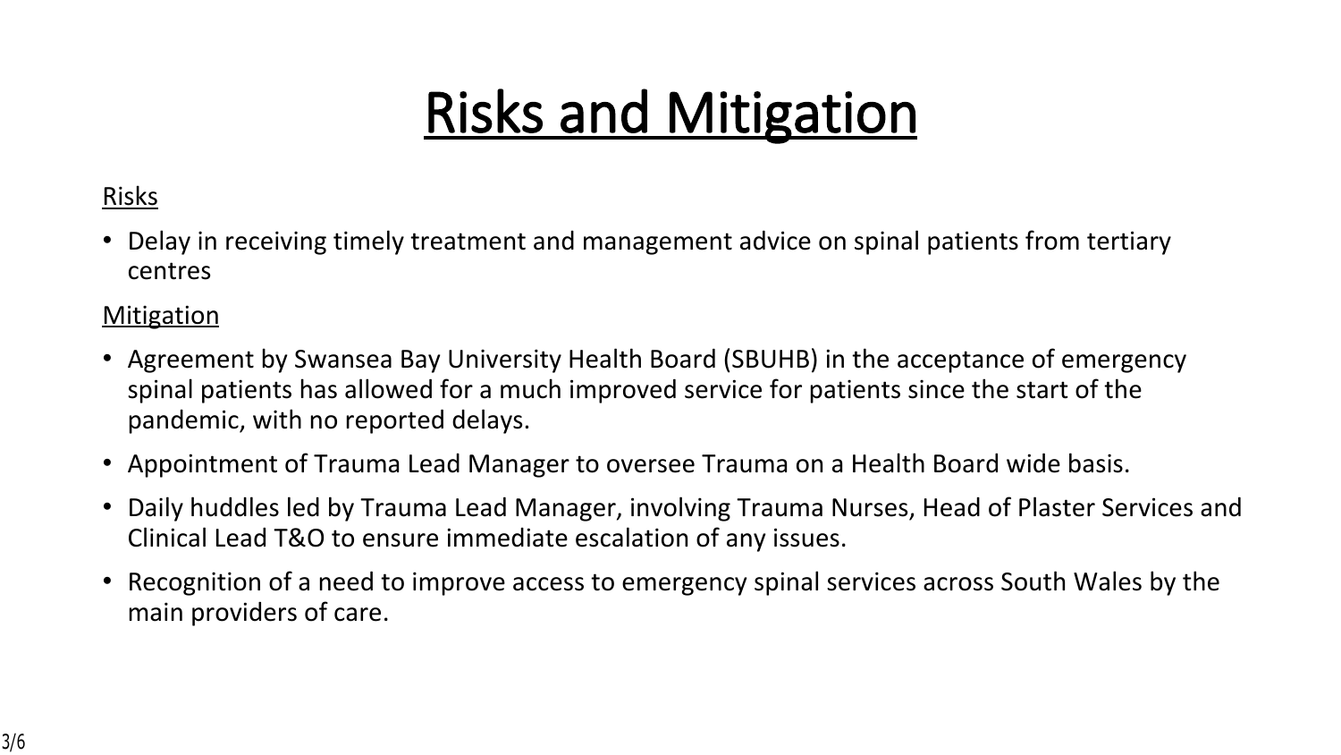# Risks and Mitigation

Risks

- Delay in receiving timely treatment and management advice on spinal patients from tertiary centres

Mitigation

- Agreement by Swansea Bay University Health Board (SBUHB) in the acceptance of emergency spinal patients has allowed for a much improved service for patients since the start of the pandemic, with no reported delays.
- Appointment of Trauma Lead Manager to oversee Trauma on a Health Board wide basis.
- Daily huddles led by Trauma Lead Manager, involving Trauma Nurses, Head of Plaster Services and Clinical Lead T&O to ensure immediate escalation of any issues.
- Recognition of a need to improve access to emergency spinal services across South Wales by the main providers of care.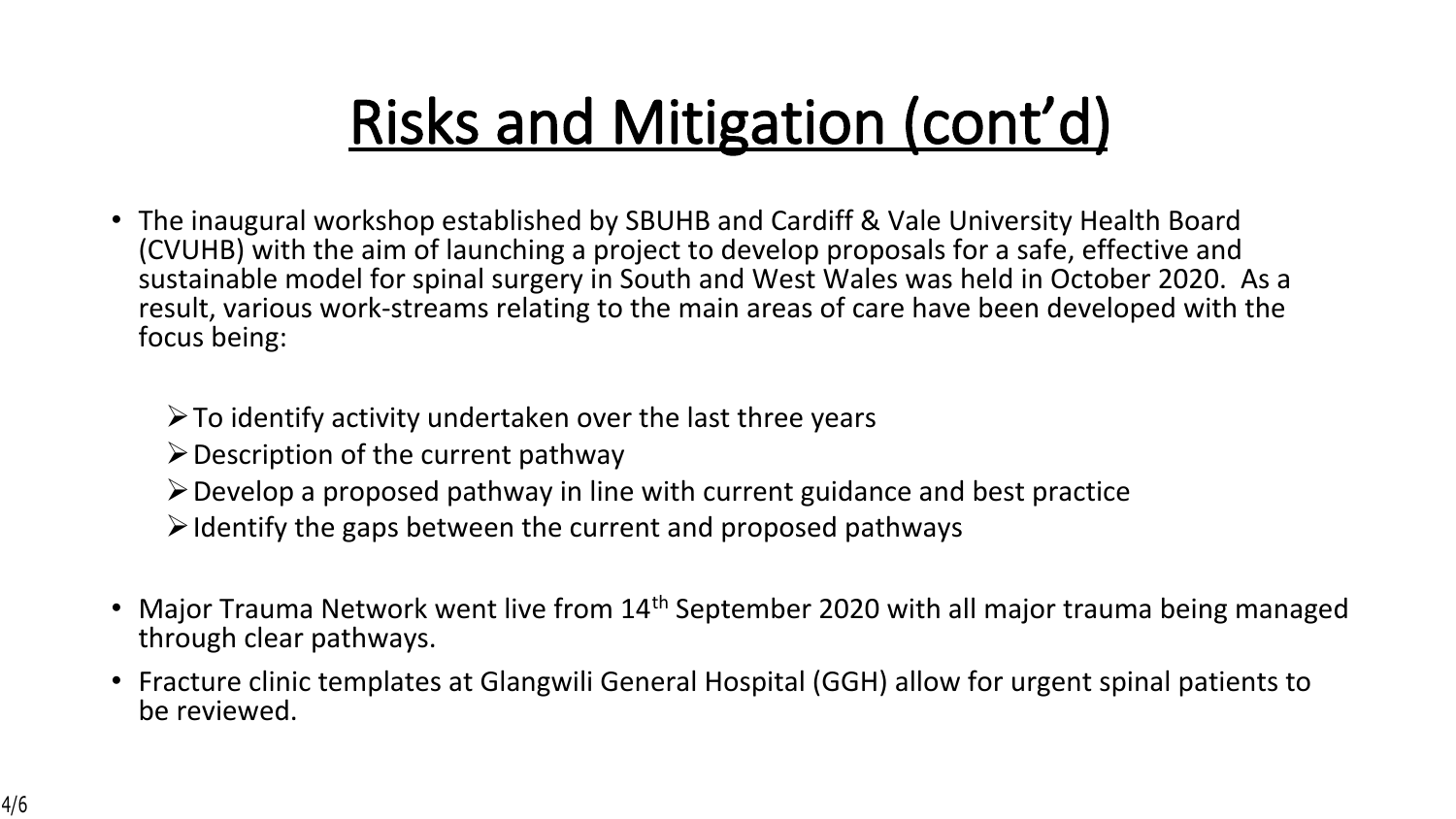# Risks and Mitigation (cont'd)

- The inaugural workshop established by SBUHB and Cardiff & Vale University Health Board (CVUHB) with the aim of launching a project to develop proposals for a safe, effective and sustainable model for spinal surgery in South and West Wales was held in October 2020. As a result, various work-streams relating to the main areas of care have been developed with the focus being:
    - To identify activity undertaken over the last three years
    - Description of the current pathway
    - Develop a proposed pathway in line with current guidance and best practice
    - Identify the gaps between the current and proposed pathways
- Major Trauma Network went live from 14th September 2020 with all major trauma being managed through clear pathways.
- Fracture clinic templates at Glangwili General Hospital (GGH) allow for urgent spinal patients to be reviewed.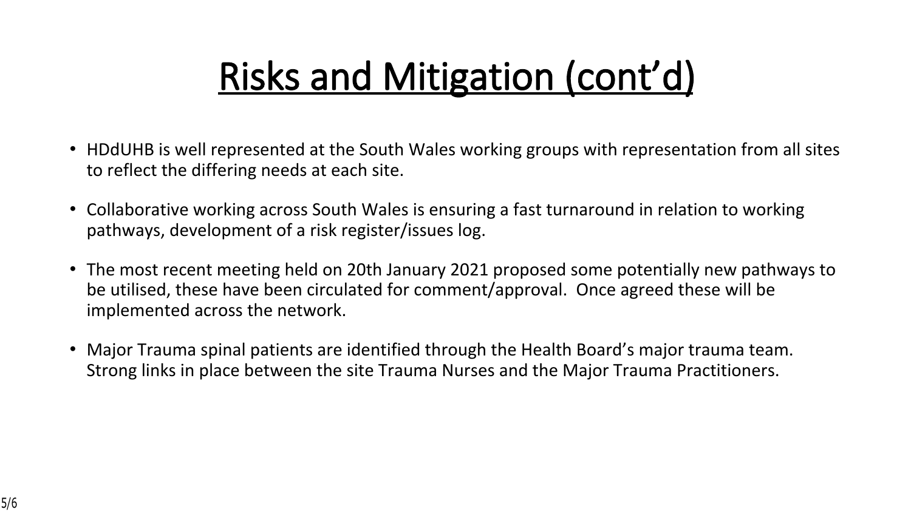# Risks and Mitigation (cont'd)

- HDdUHB is well represented at the South Wales working groups with representation from all sites to reflect the differing needs at each site.
- Collaborative working across South Wales is ensuring a fast turnaround in relation to working pathways, development of a risk register/issues log.
- The most recent meeting held on 20th January 2021 proposed some potentially new pathways to be utilised, these have been circulated for comment/approval. Once agreed these will be implemented across the network.
- Major Trauma spinal patients are identified through the Health Board's major trauma team. Strong links in place between the site Trauma Nurses and the Major Trauma Practitioners.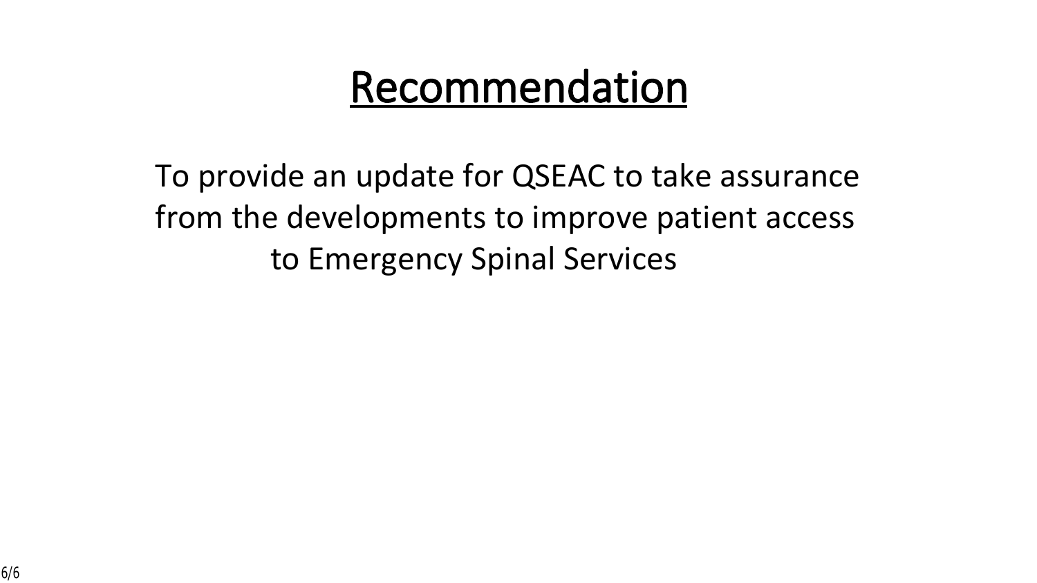# Recommendation

To provide an update for QSEAC to take assurance from the developments to improve patient access to Emergency Spinal Services